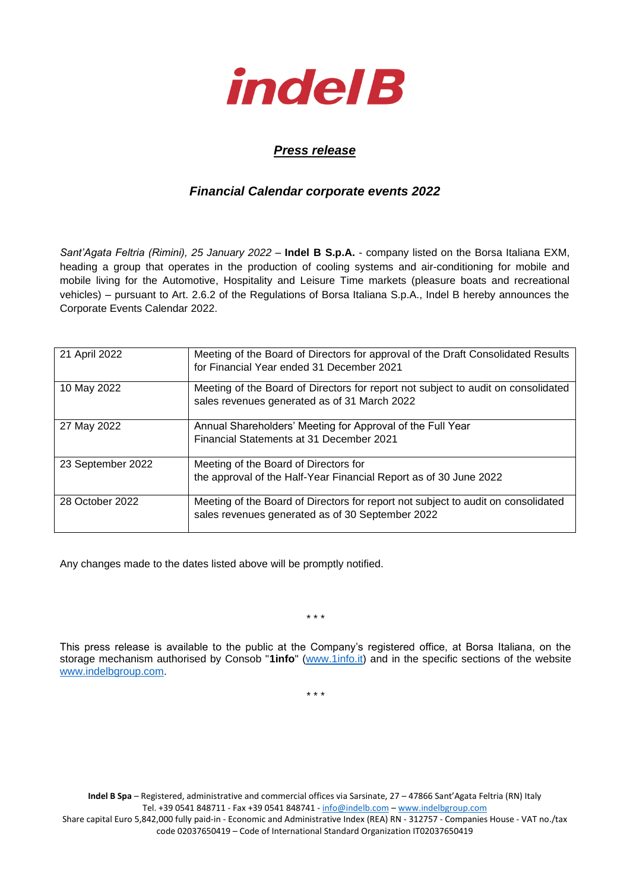# indel B

## *Press release*

### *Financial Calendar corporate events 2022*

*Sant'Agata Feltria (Rimini), 25 January 2022* – **Indel B S.p.A.** - company listed on the Borsa Italiana EXM, heading a group that operates in the production of cooling systems and air-conditioning for mobile and mobile living for the Automotive, Hospitality and Leisure Time markets (pleasure boats and recreational vehicles) – pursuant to Art. 2.6.2 of the Regulations of Borsa Italiana S.p.A., Indel B hereby announces the Corporate Events Calendar 2022.

| | |
|---|---|
| 21 April 2022 | Meeting of the Board of Directors for approval of the Draft Consolidated Results for Financial Year ended 31 December 2021 |
| 10 May 2022 | Meeting of the Board of Directors for report not subject to audit on consolidated sales revenues generated as of 31 March 2022 |
| 27 May 2022 | Annual Shareholders' Meeting for Approval of the Full Year Financial Statements at 31 December 2021 |
| 23 September 2022 | Meeting of the Board of Directors for the approval of the Half-Year Financial Report as of 30 June 2022 |
| 28 October 2022 | Meeting of the Board of Directors for report not subject to audit on consolidated sales revenues generated as of 30 September 2022 |

Any changes made to the dates listed above will be promptly notified.

\* \* \*

This press release is available to the public at the Company's registered office, at Borsa Italiana, on the storage mechanism authorised by Consob "**1info**" (www.1info.it) and in the specific sections of the website www.indelbgroup.com.

\* \* \*

**Indel B Spa** – Registered, administrative and commercial offices via Sarsinate, 27 – 47866 Sant'Agata Feltria (RN) Italy
Tel. +39 0541 848711 - Fax +39 0541 848741 - info@indelb.com – www.indelbgroup.com
Share capital Euro 5,842,000 fully paid-in - Economic and Administrative Index (REA) RN - 312757 - Companies House - VAT no./tax code 02037650419 – Code of International Standard Organization IT02037650419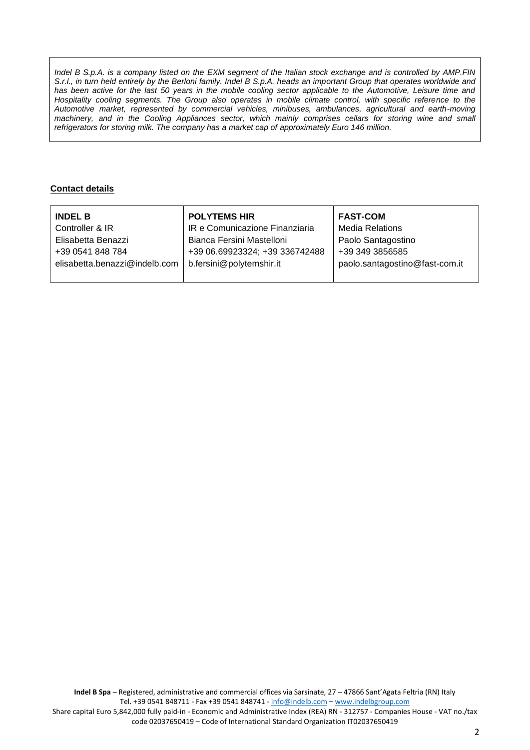*Indel B S.p.A. is a company listed on the EXM segment of the Italian stock exchange and is controlled by AMP.FIN S.r.l., in turn held entirely by the Berloni family. Indel B S.p.A. heads an important Group that operates worldwide and has been active for the last 50 years in the mobile cooling sector applicable to the Automotive, Leisure time and Hospitality cooling segments. The Group also operates in mobile climate control, with specific reference to the Automotive market, represented by commercial vehicles, minibuses, ambulances, agricultural and earth-moving machinery, and in the Cooling Appliances sector, which mainly comprises cellars for storing wine and small refrigerators for storing milk. The company has a market cap of approximately Euro 146 million.*

**Contact details**

| **INDEL B** | **POLYTEMS HIR** | **FAST-COM** |
|---|---|---|
| Controller & IR | IR e Comunicazione Finanziaria | Media Relations |
| Elisabetta Benazzi | Bianca Fersini Mastelloni | Paolo Santagostino |
| +39 0541 848 784 | +39 06.69923324; +39 336742488 | +39 349 3856585 |
| elisabetta.benazzi@indelb.com | b.fersini@polytemshir.it | paolo.santagostino@fast-com.it |

**Indel B Spa** – Registered, administrative and commercial offices via Sarsinate, 27 – 47866 Sant'Agata Feltria (RN) Italy
Tel. +39 0541 848711 - Fax +39 0541 848741 - info@indelb.com – www.indelbgroup.com
Share capital Euro 5,842,000 fully paid-in - Economic and Administrative Index (REA) RN - 312757 - Companies House - VAT no./tax code 02037650419 – Code of International Standard Organization IT02037650419